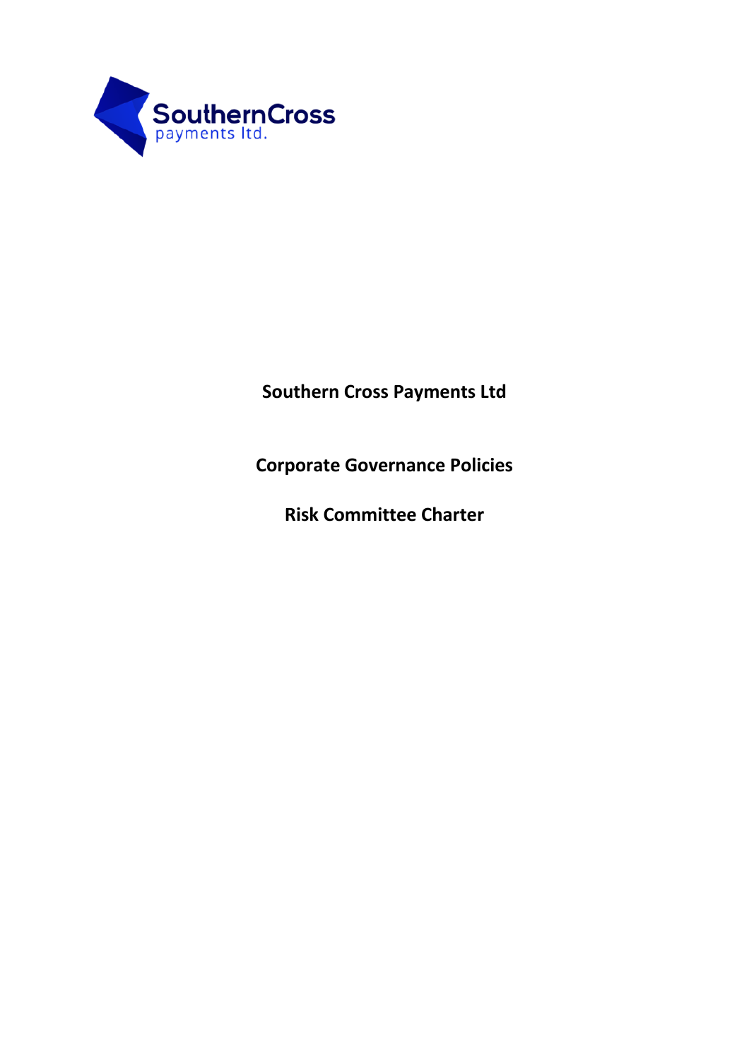SouthernCross
payments ltd.

# Southern Cross Payments Ltd

## Corporate Governance Policies

## Risk Committee Charter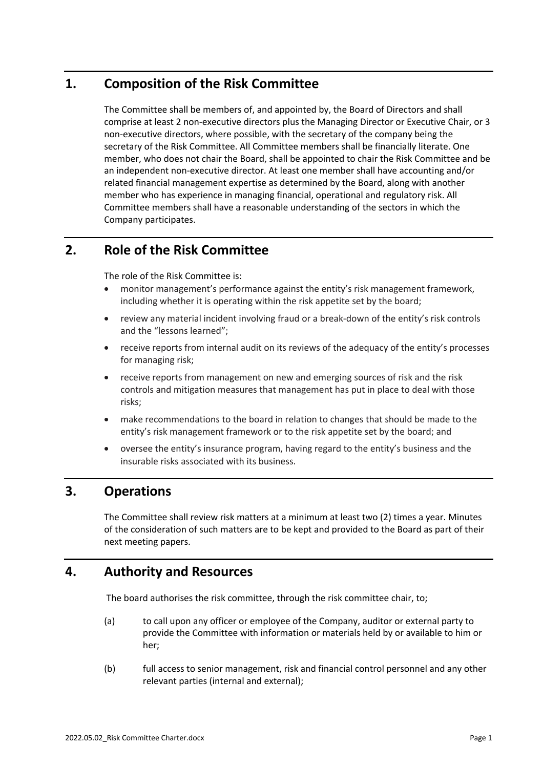## 1. Composition of the Risk Committee

The Committee shall be members of, and appointed by, the Board of Directors and shall comprise at least 2 non-executive directors plus the Managing Director or Executive Chair, or 3 non-executive directors, where possible, with the secretary of the company being the secretary of the Risk Committee. All Committee members shall be financially literate. One member, who does not chair the Board, shall be appointed to chair the Risk Committee and be an independent non-executive director. At least one member shall have accounting and/or related financial management expertise as determined by the Board, along with another member who has experience in managing financial, operational and regulatory risk. All Committee members shall have a reasonable understanding of the sectors in which the Company participates.

## 2. Role of the Risk Committee

The role of the Risk Committee is:

- monitor management's performance against the entity's risk management framework, including whether it is operating within the risk appetite set by the board;
- review any material incident involving fraud or a break-down of the entity's risk controls and the "lessons learned";
- receive reports from internal audit on its reviews of the adequacy of the entity's processes for managing risk;
- receive reports from management on new and emerging sources of risk and the risk controls and mitigation measures that management has put in place to deal with those risks;
- make recommendations to the board in relation to changes that should be made to the entity's risk management framework or to the risk appetite set by the board; and
- oversee the entity's insurance program, having regard to the entity's business and the insurable risks associated with its business.

## 3. Operations

The Committee shall review risk matters at a minimum at least two (2) times a year. Minutes of the consideration of such matters are to be kept and provided to the Board as part of their next meeting papers.

## 4. Authority and Resources

The board authorises the risk committee, through the risk committee chair, to;

(a) to call upon any officer or employee of the Company, auditor or external party to provide the Committee with information or materials held by or available to him or her;

(b) full access to senior management, risk and financial control personnel and any other relevant parties (internal and external);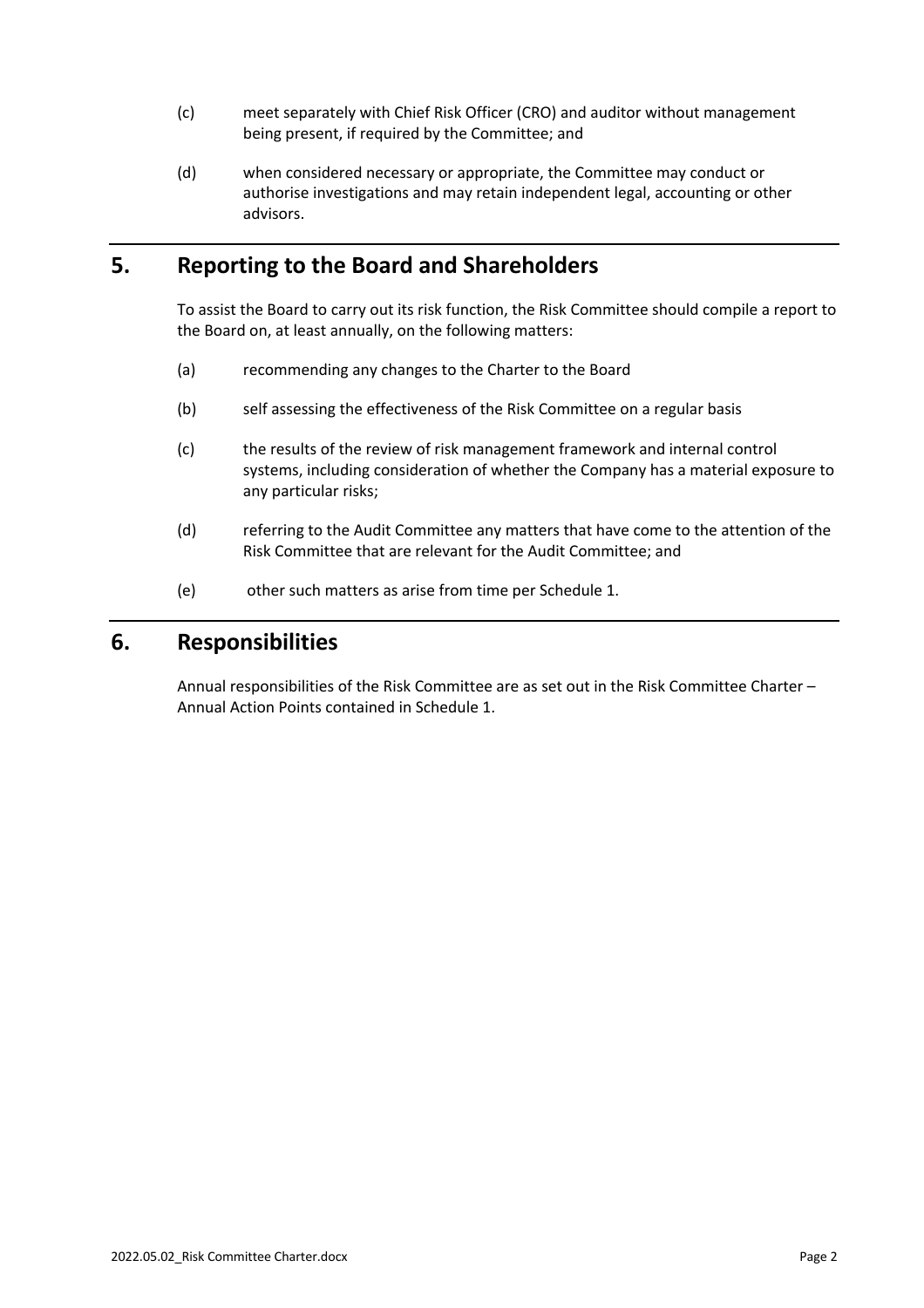(c) meet separately with Chief Risk Officer (CRO) and auditor without management being present, if required by the Committee; and

(d) when considered necessary or appropriate, the Committee may conduct or authorise investigations and may retain independent legal, accounting or other advisors.

## 5. Reporting to the Board and Shareholders

To assist the Board to carry out its risk function, the Risk Committee should compile a report to the Board on, at least annually, on the following matters:

(a) recommending any changes to the Charter to the Board

(b) self assessing the effectiveness of the Risk Committee on a regular basis

(c) the results of the review of risk management framework and internal control systems, including consideration of whether the Company has a material exposure to any particular risks;

(d) referring to the Audit Committee any matters that have come to the attention of the Risk Committee that are relevant for the Audit Committee; and

(e) other such matters as arise from time per Schedule 1.

## 6. Responsibilities

Annual responsibilities of the Risk Committee are as set out in the Risk Committee Charter – Annual Action Points contained in Schedule 1.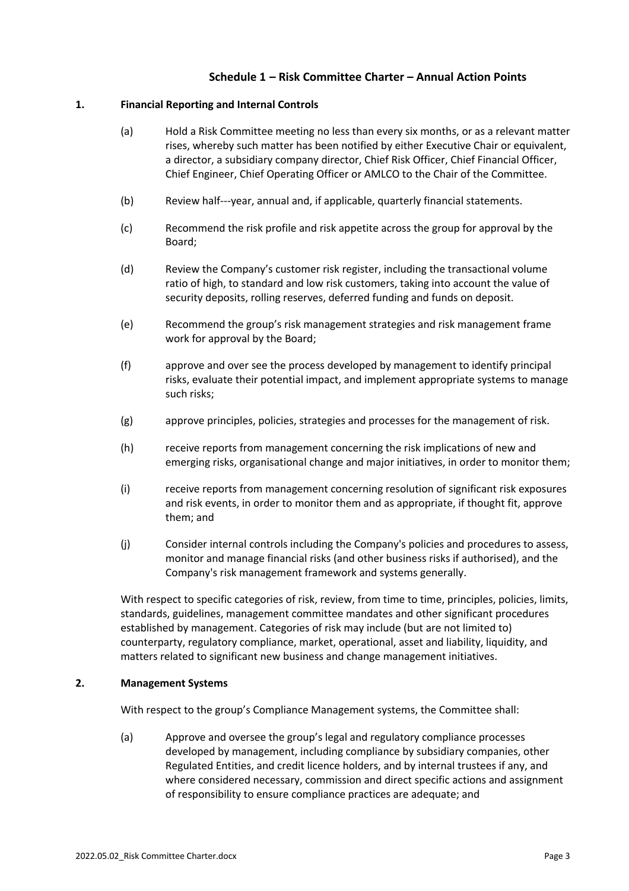## Schedule 1 – Risk Committee Charter – Annual Action Points

### 1. Financial Reporting and Internal Controls

(a) Hold a Risk Committee meeting no less than every six months, or as a relevant matter rises, whereby such matter has been notified by either Executive Chair or equivalent, a director, a subsidiary company director, Chief Risk Officer, Chief Financial Officer, Chief Engineer, Chief Operating Officer or AMLCO to the Chair of the Committee.

(b) Review half---year, annual and, if applicable, quarterly financial statements.

(c) Recommend the risk profile and risk appetite across the group for approval by the Board;

(d) Review the Company's customer risk register, including the transactional volume ratio of high, to standard and low risk customers, taking into account the value of security deposits, rolling reserves, deferred funding and funds on deposit.

(e) Recommend the group's risk management strategies and risk management frame work for approval by the Board;

(f) approve and over see the process developed by management to identify principal risks, evaluate their potential impact, and implement appropriate systems to manage such risks;

(g) approve principles, policies, strategies and processes for the management of risk.

(h) receive reports from management concerning the risk implications of new and emerging risks, organisational change and major initiatives, in order to monitor them;

(i) receive reports from management concerning resolution of significant risk exposures and risk events, in order to monitor them and as appropriate, if thought fit, approve them; and

(j) Consider internal controls including the Company's policies and procedures to assess, monitor and manage financial risks (and other business risks if authorised), and the Company's risk management framework and systems generally.

With respect to specific categories of risk, review, from time to time, principles, policies, limits, standards, guidelines, management committee mandates and other significant procedures established by management. Categories of risk may include (but are not limited to) counterparty, regulatory compliance, market, operational, asset and liability, liquidity, and matters related to significant new business and change management initiatives.

### 2. Management Systems

With respect to the group's Compliance Management systems, the Committee shall:

(a) Approve and oversee the group's legal and regulatory compliance processes developed by management, including compliance by subsidiary companies, other Regulated Entities, and credit licence holders, and by internal trustees if any, and where considered necessary, commission and direct specific actions and assignment of responsibility to ensure compliance practices are adequate; and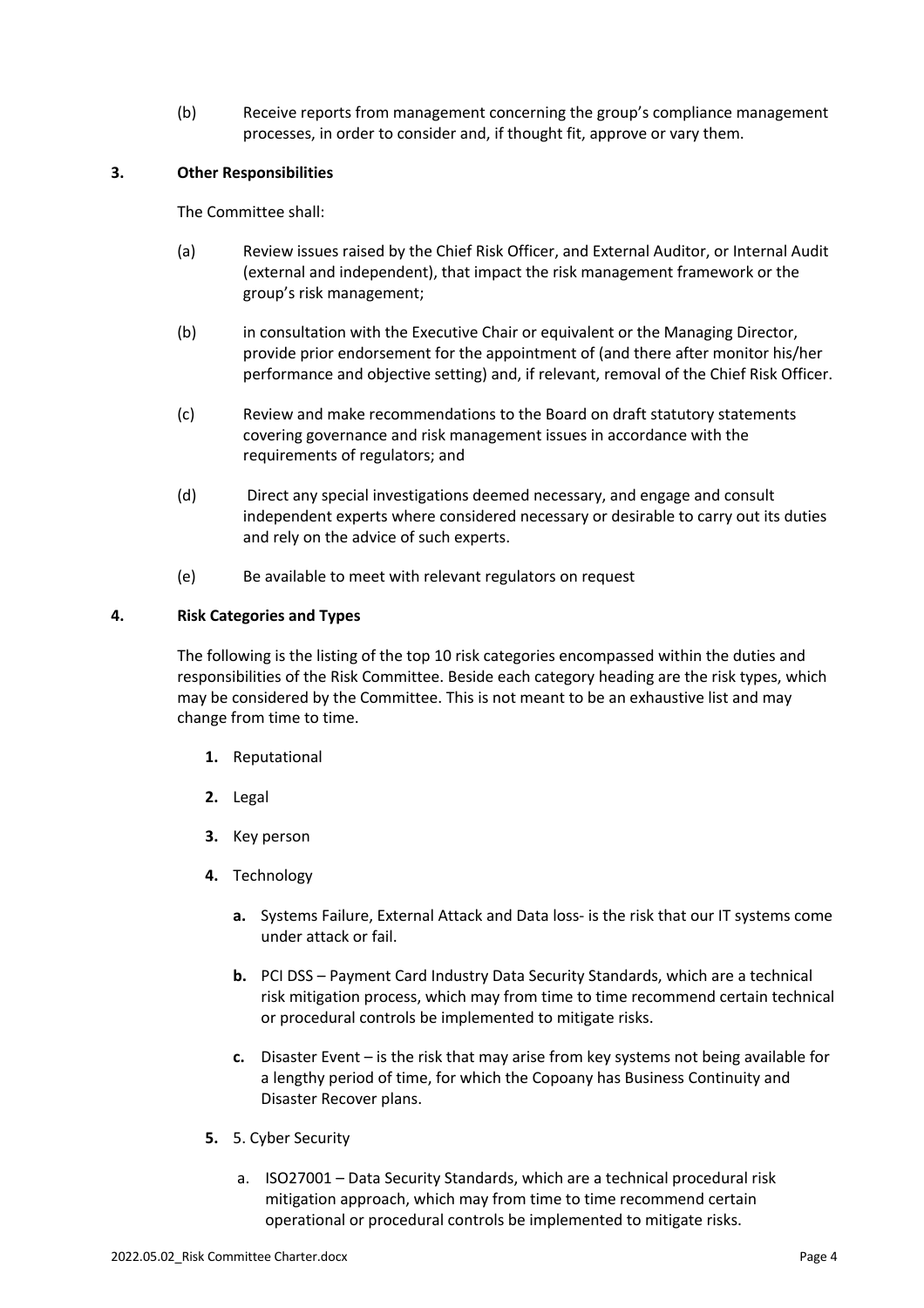(b) Receive reports from management concerning the group's compliance management processes, in order to consider and, if thought fit, approve or vary them.

## 3. Other Responsibilities

The Committee shall:

(a) Review issues raised by the Chief Risk Officer, and External Auditor, or Internal Audit (external and independent), that impact the risk management framework or the group's risk management;

(b) in consultation with the Executive Chair or equivalent or the Managing Director, provide prior endorsement for the appointment of (and there after monitor his/her performance and objective setting) and, if relevant, removal of the Chief Risk Officer.

(c) Review and make recommendations to the Board on draft statutory statements covering governance and risk management issues in accordance with the requirements of regulators; and

(d) Direct any special investigations deemed necessary, and engage and consult independent experts where considered necessary or desirable to carry out its duties and rely on the advice of such experts.

(e) Be available to meet with relevant regulators on request

## 4. Risk Categories and Types

The following is the listing of the top 10 risk categories encompassed within the duties and responsibilities of the Risk Committee. Beside each category heading are the risk types, which may be considered by the Committee. This is not meant to be an exhaustive list and may change from time to time.

1. Reputational
2. Legal
3. Key person
4. Technology
    - **a.** Systems Failure, External Attack and Data loss- is the risk that our IT systems come under attack or fail.
    - **b.** PCI DSS – Payment Card Industry Data Security Standards, which are a technical risk mitigation process, which may from time to time recommend certain technical or procedural controls be implemented to mitigate risks.
    - **c.** Disaster Event – is the risk that may arise from key systems not being available for a lengthy period of time, for which the Copoany has Business Continuity and Disaster Recover plans.
5. 5. Cyber Security
    - a. ISO27001 – Data Security Standards, which are a technical procedural risk mitigation approach, which may from time to time recommend certain operational or procedural controls be implemented to mitigate risks.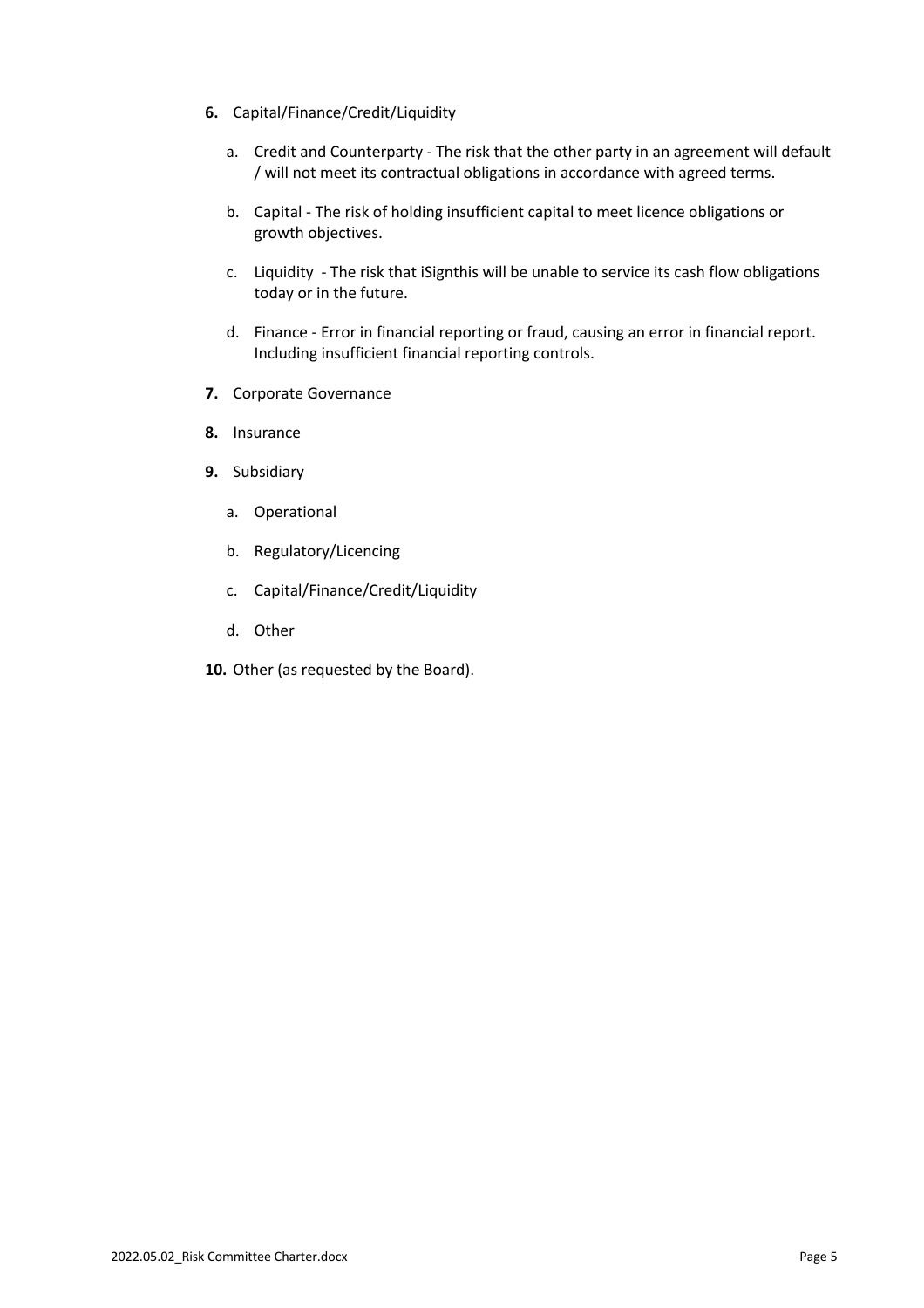**6.** Capital/Finance/Credit/Liquidity

   a. Credit and Counterparty - The risk that the other party in an agreement will default / will not meet its contractual obligations in accordance with agreed terms.

   b. Capital - The risk of holding insufficient capital to meet licence obligations or growth objectives.

   c. Liquidity - The risk that iSignthis will be unable to service its cash flow obligations today or in the future.

   d. Finance - Error in financial reporting or fraud, causing an error in financial report. Including insufficient financial reporting controls.

**7.** Corporate Governance

**8.** Insurance

**9.** Subsidiary

   a. Operational

   b. Regulatory/Licencing

   c. Capital/Finance/Credit/Liquidity

   d. Other

**10.** Other (as requested by the Board).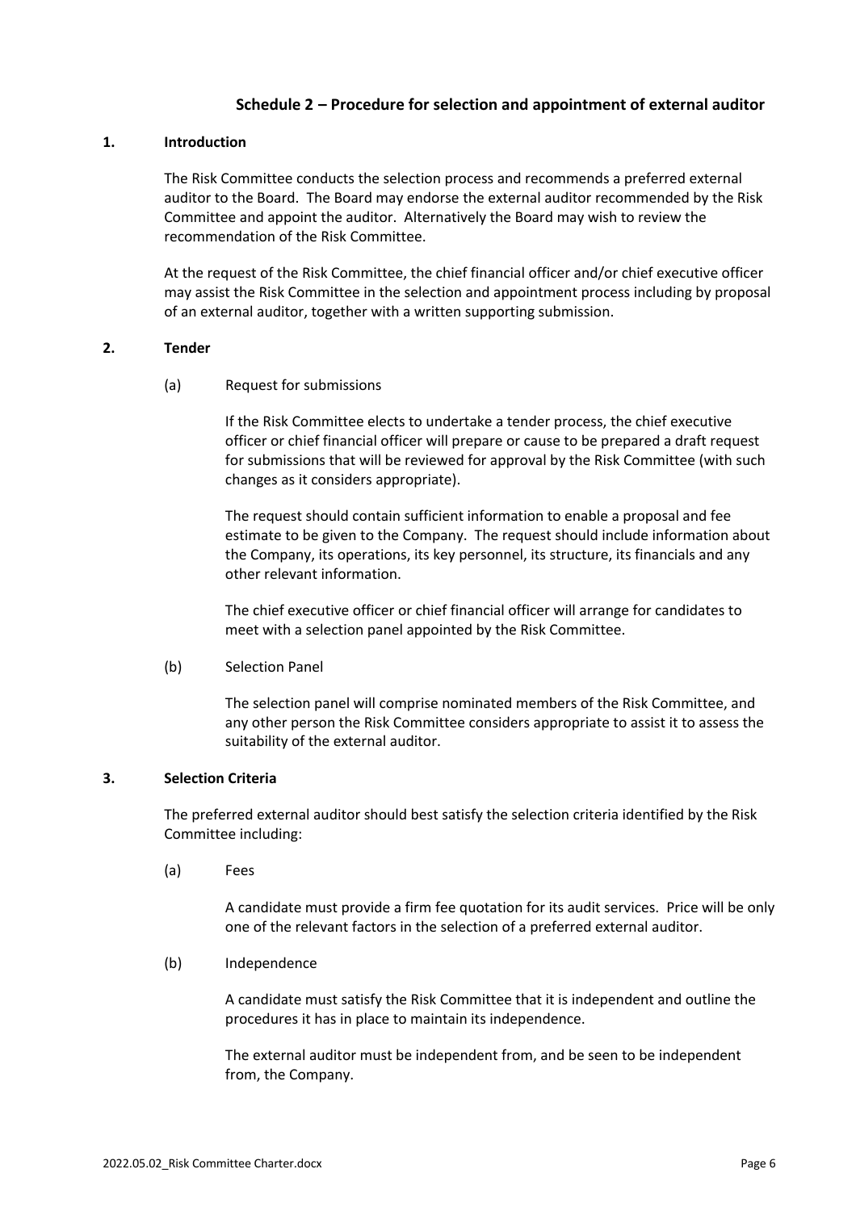## Schedule 2 – Procedure for selection and appointment of external auditor

### 1. Introduction

The Risk Committee conducts the selection process and recommends a preferred external auditor to the Board. The Board may endorse the external auditor recommended by the Risk Committee and appoint the auditor. Alternatively the Board may wish to review the recommendation of the Risk Committee.

At the request of the Risk Committee, the chief financial officer and/or chief executive officer may assist the Risk Committee in the selection and appointment process including by proposal of an external auditor, together with a written supporting submission.

### 2. Tender

(a) Request for submissions

If the Risk Committee elects to undertake a tender process, the chief executive officer or chief financial officer will prepare or cause to be prepared a draft request for submissions that will be reviewed for approval by the Risk Committee (with such changes as it considers appropriate).

The request should contain sufficient information to enable a proposal and fee estimate to be given to the Company. The request should include information about the Company, its operations, its key personnel, its structure, its financials and any other relevant information.

The chief executive officer or chief financial officer will arrange for candidates to meet with a selection panel appointed by the Risk Committee.

(b) Selection Panel

The selection panel will comprise nominated members of the Risk Committee, and any other person the Risk Committee considers appropriate to assist it to assess the suitability of the external auditor.

### 3. Selection Criteria

The preferred external auditor should best satisfy the selection criteria identified by the Risk Committee including:

(a) Fees

A candidate must provide a firm fee quotation for its audit services. Price will be only one of the relevant factors in the selection of a preferred external auditor.

(b) Independence

A candidate must satisfy the Risk Committee that it is independent and outline the procedures it has in place to maintain its independence.

The external auditor must be independent from, and be seen to be independent from, the Company.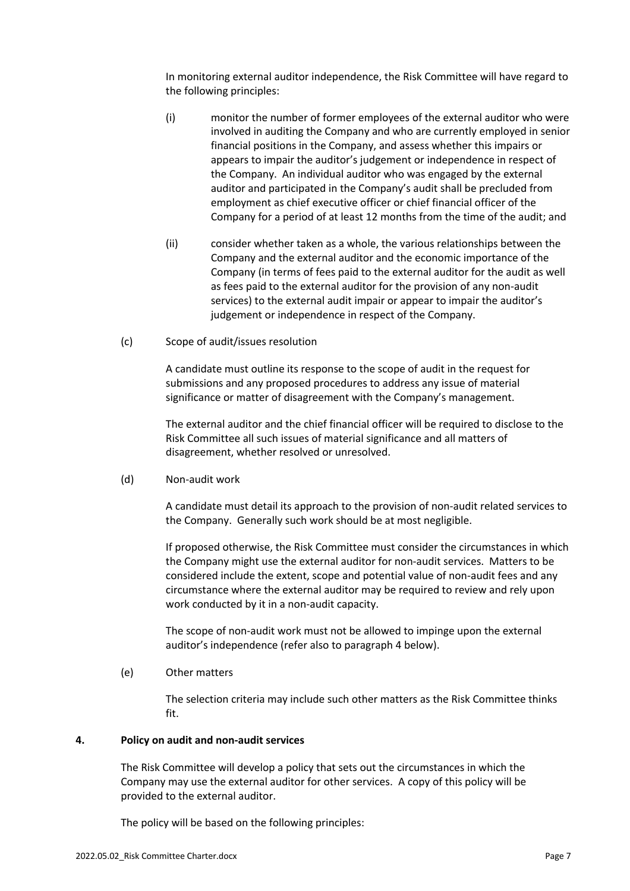In monitoring external auditor independence, the Risk Committee will have regard to the following principles:

(i) monitor the number of former employees of the external auditor who were involved in auditing the Company and who are currently employed in senior financial positions in the Company, and assess whether this impairs or appears to impair the auditor's judgement or independence in respect of the Company. An individual auditor who was engaged by the external auditor and participated in the Company's audit shall be precluded from employment as chief executive officer or chief financial officer of the Company for a period of at least 12 months from the time of the audit; and

(ii) consider whether taken as a whole, the various relationships between the Company and the external auditor and the economic importance of the Company (in terms of fees paid to the external auditor for the audit as well as fees paid to the external auditor for the provision of any non-audit services) to the external audit impair or appear to impair the auditor's judgement or independence in respect of the Company.

(c) Scope of audit/issues resolution

A candidate must outline its response to the scope of audit in the request for submissions and any proposed procedures to address any issue of material significance or matter of disagreement with the Company's management.

The external auditor and the chief financial officer will be required to disclose to the Risk Committee all such issues of material significance and all matters of disagreement, whether resolved or unresolved.

(d) Non-audit work

A candidate must detail its approach to the provision of non-audit related services to the Company. Generally such work should be at most negligible.

If proposed otherwise, the Risk Committee must consider the circumstances in which the Company might use the external auditor for non-audit services. Matters to be considered include the extent, scope and potential value of non-audit fees and any circumstance where the external auditor may be required to review and rely upon work conducted by it in a non-audit capacity.

The scope of non-audit work must not be allowed to impinge upon the external auditor's independence (refer also to paragraph 4 below).

(e) Other matters

The selection criteria may include such other matters as the Risk Committee thinks fit.

**4. Policy on audit and non-audit services**

The Risk Committee will develop a policy that sets out the circumstances in which the Company may use the external auditor for other services. A copy of this policy will be provided to the external auditor.

The policy will be based on the following principles: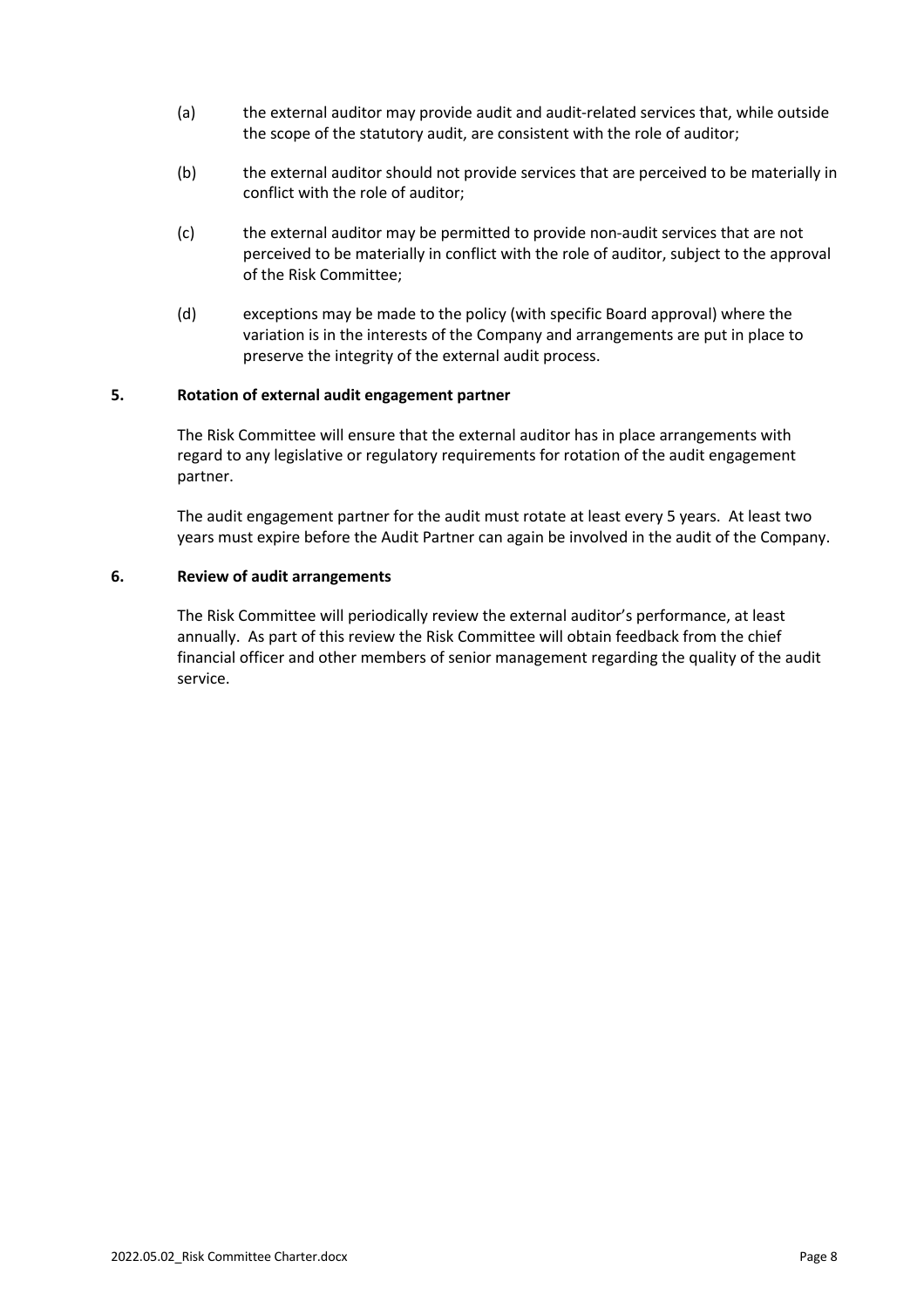(a) the external auditor may provide audit and audit-related services that, while outside the scope of the statutory audit, are consistent with the role of auditor;

(b) the external auditor should not provide services that are perceived to be materially in conflict with the role of auditor;

(c) the external auditor may be permitted to provide non-audit services that are not perceived to be materially in conflict with the role of auditor, subject to the approval of the Risk Committee;

(d) exceptions may be made to the policy (with specific Board approval) where the variation is in the interests of the Company and arrangements are put in place to preserve the integrity of the external audit process.

## 5. Rotation of external audit engagement partner

The Risk Committee will ensure that the external auditor has in place arrangements with regard to any legislative or regulatory requirements for rotation of the audit engagement partner.

The audit engagement partner for the audit must rotate at least every 5 years. At least two years must expire before the Audit Partner can again be involved in the audit of the Company.

## 6. Review of audit arrangements

The Risk Committee will periodically review the external auditor's performance, at least annually. As part of this review the Risk Committee will obtain feedback from the chief financial officer and other members of senior management regarding the quality of the audit service.